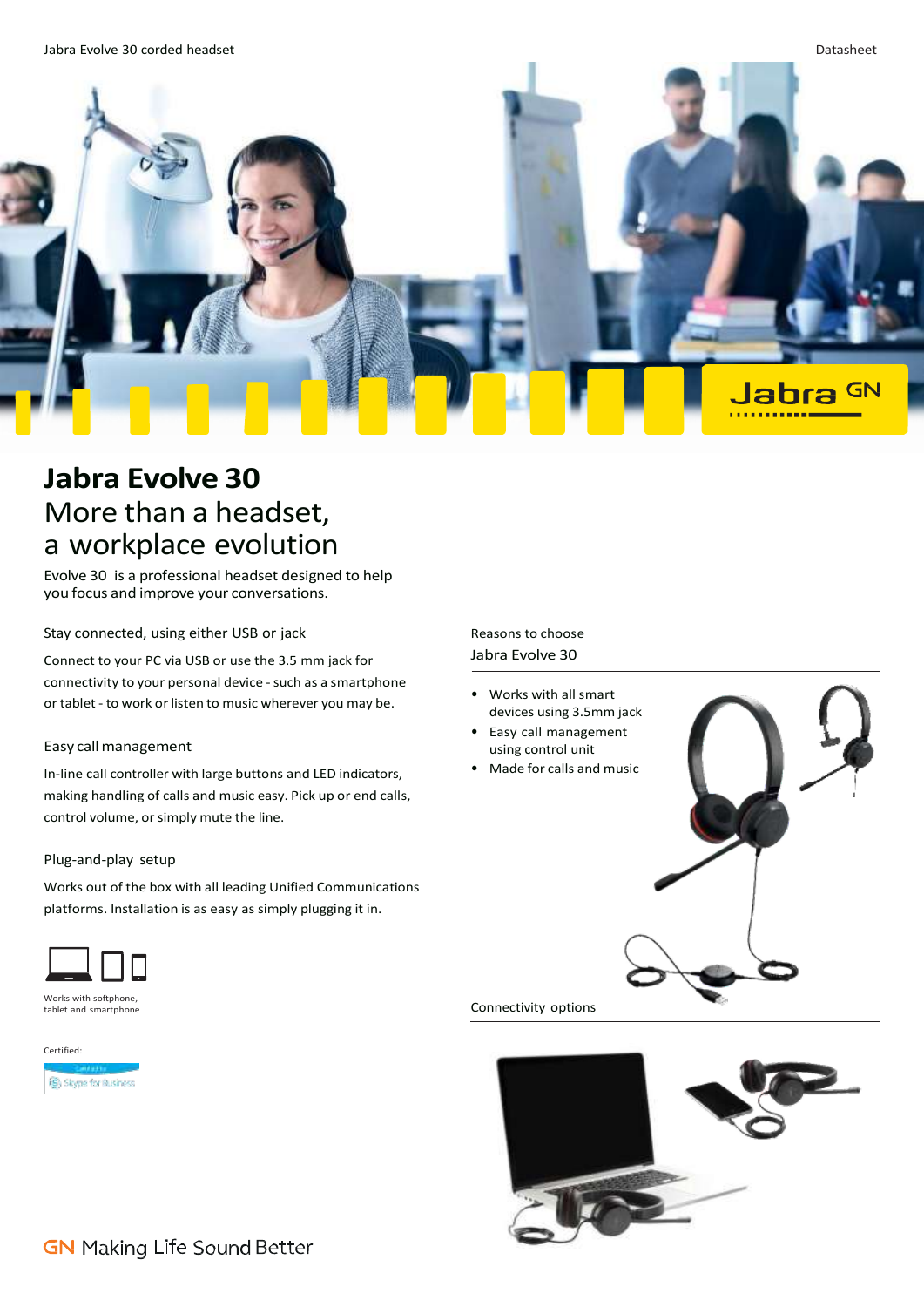# Jabra Evolve 30

## More than a headset, a workplace evolution

Evolve 30 is a professional headset designed to help you focus and improve your conversations.

### Stay connected, using either USB or jack

Connect to your PC via USB or use the 3.5 mm jack for connectivity to your personal device - such as a smartphone or tablet - to work or listen to music wherever you may be.

### Easy call management

In-line call controller with large buttons and LED indicators, making handling of calls and music easy. Pick up or end calls, control volume, or simply mute the line.

### Plug-and-play setup

Works out of the box with all leading Unified Communications platforms. Installation is as easy as simply plugging it in.

Works with softphone, tablet and smartphone

Certified:

Certified for Skype for Business

### Reasons to choose Jabra Evolve 30

- Works with all smart devices using 3.5mm jack
- Easy call management using control unit
- Made for calls and music

### Connectivity options

GN Making Life Sound Better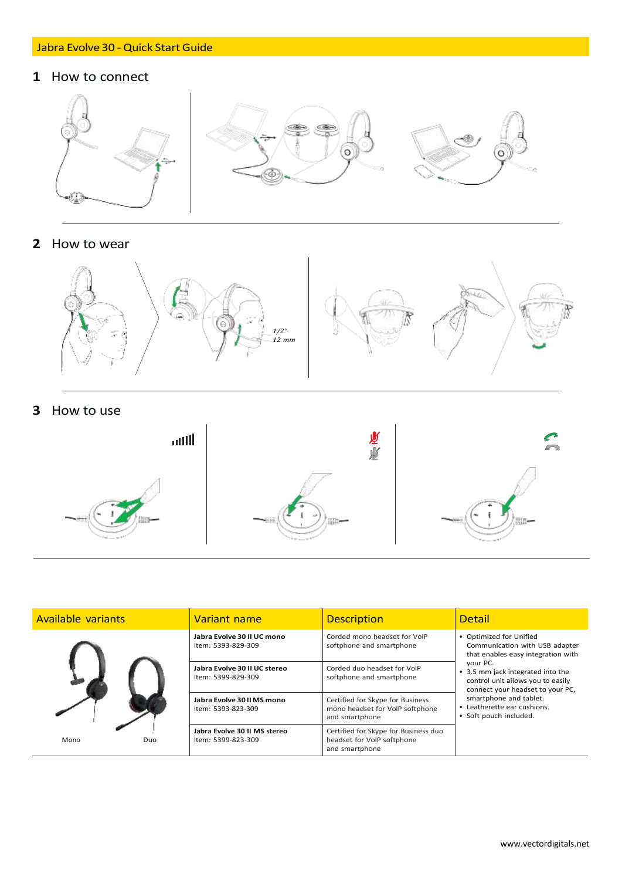Jabra Evolve 30 - Quick Start Guide

## 1 How to connect

## 2 How to wear

1/2"
12 mm

## 3 How to use

| Available variants | Variant name | Description | Detail |
|---|---|---|---|
| Mono / Duo | **Jabra Evolve 30 II UC mono**<br>Item: 5393-829-309 | Corded mono headset for VoIP softphone and smartphone | • Optimized for Unified Communication with USB adapter that enables easy integration with your PC.<br>• 3.5 mm jack integrated into the control unit allows you to easily connect your headset to your PC, smartphone and tablet.<br>• Leatherette ear cushions.<br>• Soft pouch included. |
| | **Jabra Evolve 30 II UC stereo**<br>Item: 5399-829-309 | Corded duo headset for VoIP softphone and smartphone | |
| | **Jabra Evolve 30 II MS mono**<br>Item: 5393-823-309 | Certified for Skype for Business mono headset for VoIP softphone and smartphone | |
| | **Jabra Evolve 30 II MS stereo**<br>Item: 5399-823-309 | Certified for Skype for Business duo headset for VoIP softphone and smartphone | |

www.vectordigitals.net